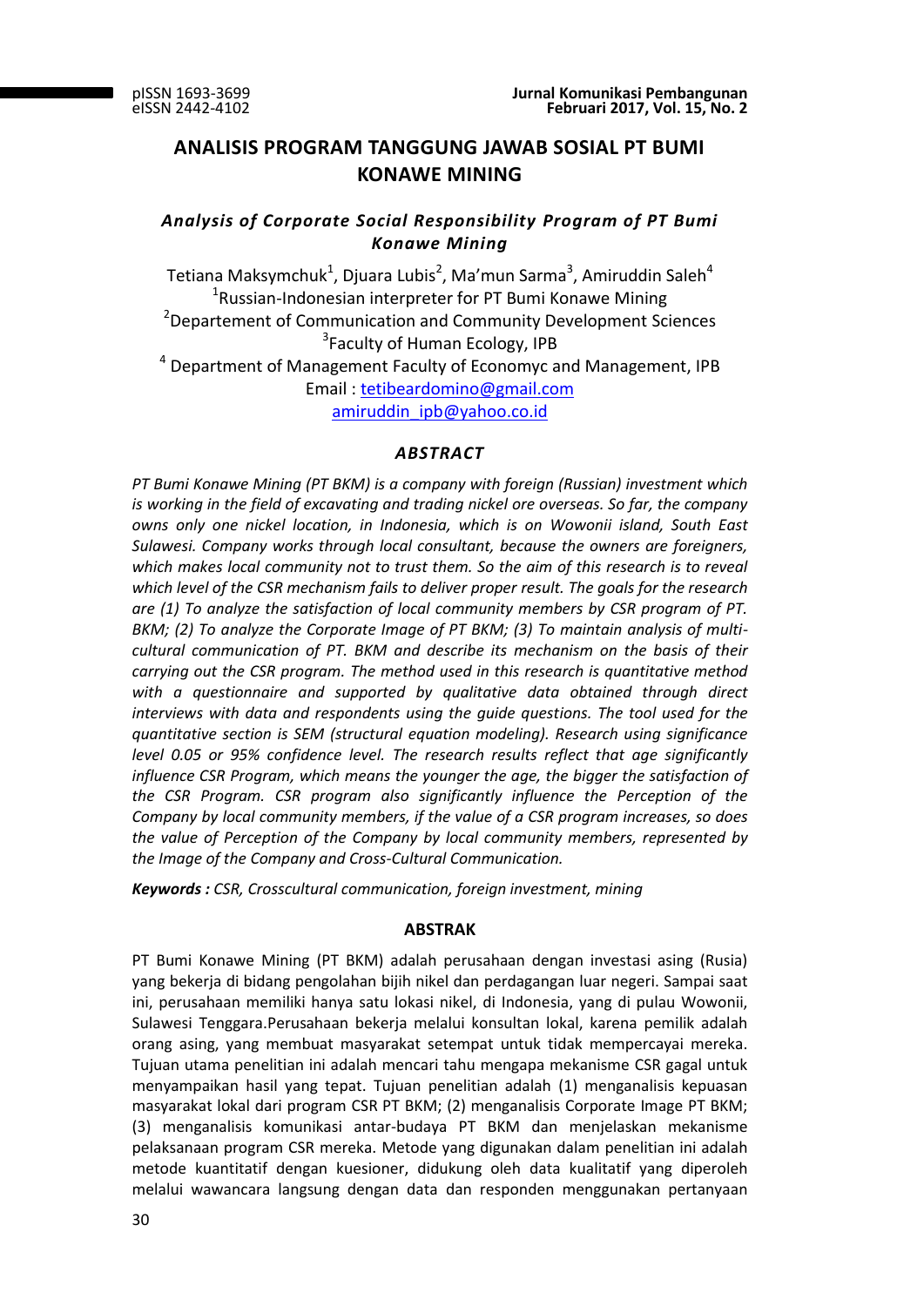# ANALISIS PROGRAM TANGGUNG JAWAB SOSIAL PT BUMI KONAWE MINING

## *Analysis of Corporate Social Responsibility Program of PT Bumi Konawe Mining*

Tetiana Maksymchuk[1], Djuara Lubis[2], Ma'mun Sarma[3], Amiruddin Saleh[4]

[1]Russian-Indonesian interpreter for PT Bumi Konawe Mining
[2]Departement of Communication and Community Development Sciences
[3]Faculty of Human Ecology, IPB
[4] Department of Management Faculty of Economyc and Management, IPB

Email : tetibeardomino@gmail.com
amiruddin_ipb@yahoo.co.id

### *ABSTRACT*

*PT Bumi Konawe Mining (PT BKM) is a company with foreign (Russian) investment which is working in the field of excavating and trading nickel ore overseas. So far, the company owns only one nickel location, in Indonesia, which is on Wowonii island, South East Sulawesi. Company works through local consultant, because the owners are foreigners, which makes local community not to trust them. So the aim of this research is to reveal which level of the CSR mechanism fails to deliver proper result. The goals for the research are (1) To analyze the satisfaction of local community members by CSR program of PT. BKM; (2) To analyze the Corporate Image of PT BKM; (3) To maintain analysis of multi-cultural communication of PT. BKM and describe its mechanism on the basis of their carrying out the CSR program. The method used in this research is quantitative method with a questionnaire and supported by qualitative data obtained through direct interviews with data and respondents using the guide questions. The tool used for the quantitative section is SEM (structural equation modeling). Research using significance level 0.05 or 95% confidence level. The research results reflect that age significantly influence CSR Program, which means the younger the age, the bigger the satisfaction of the CSR Program. CSR program also significantly influence the Perception of the Company by local community members, if the value of a CSR program increases, so does the value of Perception of the Company by local community members, represented by the Image of the Company and Cross-Cultural Communication.*

**Keywords :** *CSR, Crosscultural communication, foreign investment, mining*

### ABSTRAK

PT Bumi Konawe Mining (PT BKM) adalah perusahaan dengan investasi asing (Rusia) yang bekerja di bidang pengolahan bijih nikel dan perdagangan luar negeri. Sampai saat ini, perusahaan memiliki hanya satu lokasi nikel, di Indonesia, yang di pulau Wowonii, Sulawesi Tenggara.Perusahaan bekerja melalui konsultan lokal, karena pemilik adalah orang asing, yang membuat masyarakat setempat untuk tidak mempercayai mereka. Tujuan utama penelitian ini adalah mencari tahu mengapa mekanisme CSR gagal untuk menyampaikan hasil yang tepat. Tujuan penelitian adalah (1) menganalisis kepuasan masyarakat lokal dari program CSR PT BKM; (2) menganalisis Corporate Image PT BKM; (3) menganalisis komunikasi antar-budaya PT BKM dan menjelaskan mekanisme pelaksanaan program CSR mereka. Metode yang digunakan dalam penelitian ini adalah metode kuantitatif dengan kuesioner, didukung oleh data kualitatif yang diperoleh melalui wawancara langsung dengan data dan responden menggunakan pertanyaan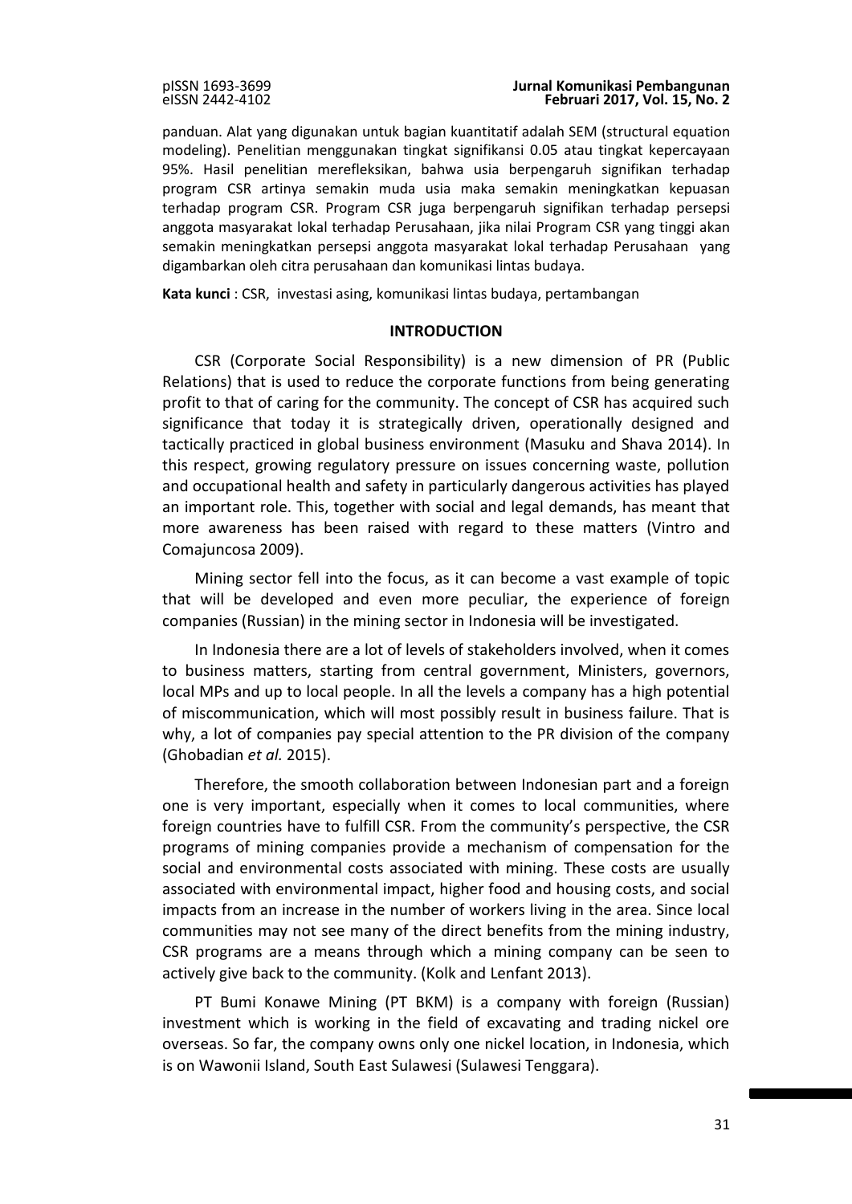panduan. Alat yang digunakan untuk bagian kuantitatif adalah SEM (structural equation modeling). Penelitian menggunakan tingkat signifikansi 0.05 atau tingkat kepercayaan 95%. Hasil penelitian merefleksikan, bahwa usia berpengaruh signifikan terhadap program CSR artinya semakin muda usia maka semakin meningkatkan kepuasan terhadap program CSR. Program CSR juga berpengaruh signifikan terhadap persepsi anggota masyarakat lokal terhadap Perusahaan, jika nilai Program CSR yang tinggi akan semakin meningkatkan persepsi anggota masyarakat lokal terhadap Perusahaan yang digambarkan oleh citra perusahaan dan komunikasi lintas budaya.

**Kata kunci** : CSR, investasi asing, komunikasi lintas budaya, pertambangan

## INTRODUCTION

CSR (Corporate Social Responsibility) is a new dimension of PR (Public Relations) that is used to reduce the corporate functions from being generating profit to that of caring for the community. The concept of CSR has acquired such significance that today it is strategically driven, operationally designed and tactically practiced in global business environment (Masuku and Shava 2014). In this respect, growing regulatory pressure on issues concerning waste, pollution and occupational health and safety in particularly dangerous activities has played an important role. This, together with social and legal demands, has meant that more awareness has been raised with regard to these matters (Vintro and Comajuncosa 2009).

Mining sector fell into the focus, as it can become a vast example of topic that will be developed and even more peculiar, the experience of foreign companies (Russian) in the mining sector in Indonesia will be investigated.

In Indonesia there are a lot of levels of stakeholders involved, when it comes to business matters, starting from central government, Ministers, governors, local MPs and up to local people. In all the levels a company has a high potential of miscommunication, which will most possibly result in business failure. That is why, a lot of companies pay special attention to the PR division of the company (Ghobadian *et al.* 2015).

Therefore, the smooth collaboration between Indonesian part and a foreign one is very important, especially when it comes to local communities, where foreign countries have to fulfill CSR. From the community's perspective, the CSR programs of mining companies provide a mechanism of compensation for the social and environmental costs associated with mining. These costs are usually associated with environmental impact, higher food and housing costs, and social impacts from an increase in the number of workers living in the area. Since local communities may not see many of the direct benefits from the mining industry, CSR programs are a means through which a mining company can be seen to actively give back to the community. (Kolk and Lenfant 2013).

PT Bumi Konawe Mining (PT BKM) is a company with foreign (Russian) investment which is working in the field of excavating and trading nickel ore overseas. So far, the company owns only one nickel location, in Indonesia, which is on Wawonii Island, South East Sulawesi (Sulawesi Tenggara).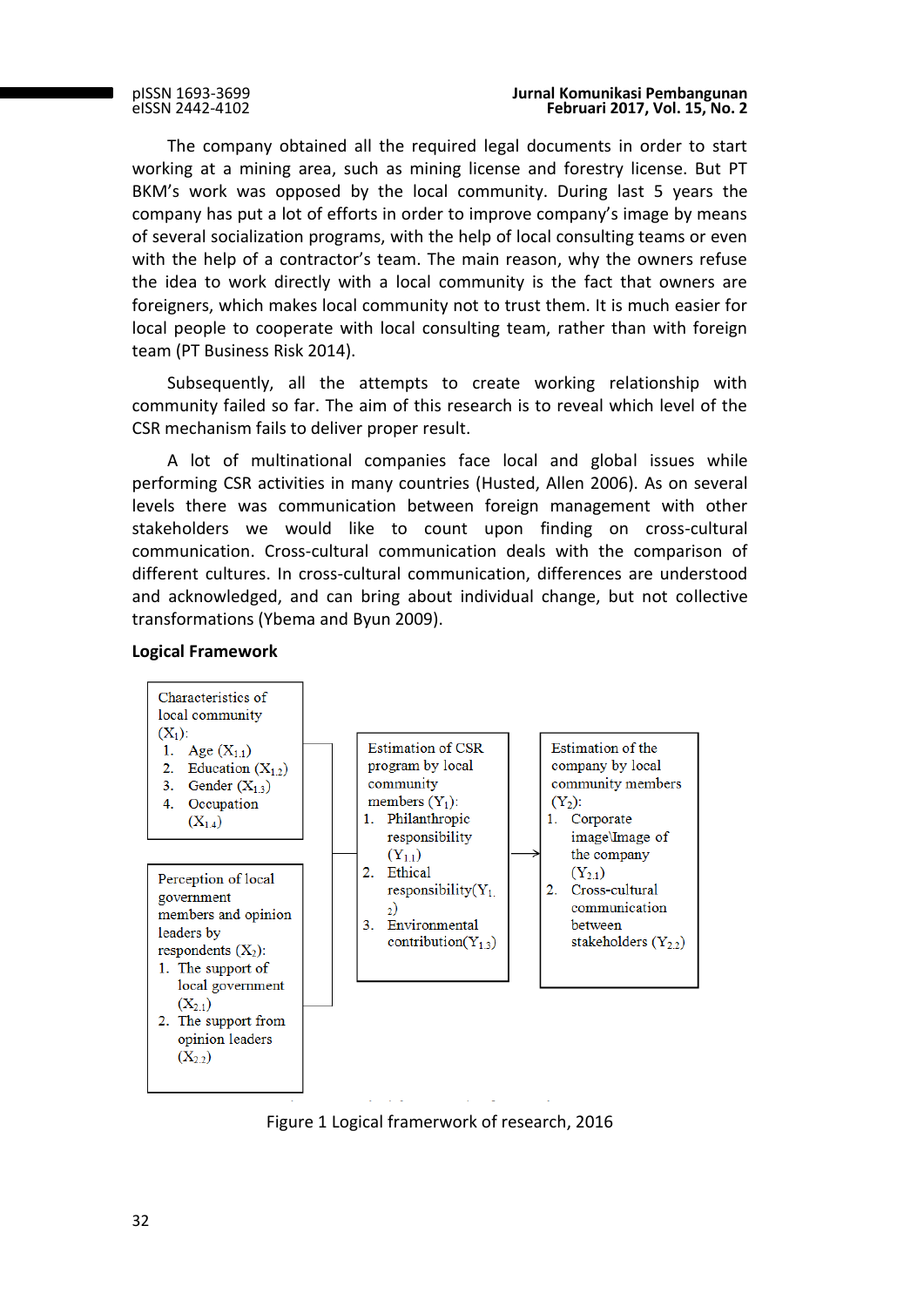The company obtained all the required legal documents in order to start working at a mining area, such as mining license and forestry license. But PT BKM's work was opposed by the local community. During last 5 years the company has put a lot of efforts in order to improve company's image by means of several socialization programs, with the help of local consulting teams or even with the help of a contractor's team. The main reason, why the owners refuse the idea to work directly with a local community is the fact that owners are foreigners, which makes local community not to trust them. It is much easier for local people to cooperate with local consulting team, rather than with foreign team (PT Business Risk 2014).

Subsequently, all the attempts to create working relationship with community failed so far. The aim of this research is to reveal which level of the CSR mechanism fails to deliver proper result.

A lot of multinational companies face local and global issues while performing CSR activities in many countries (Husted, Allen 2006). As on several levels there was communication between foreign management with other stakeholders we would like to count upon finding on cross-cultural communication. Cross-cultural communication deals with the comparison of different cultures. In cross-cultural communication, differences are understood and acknowledged, and can bring about individual change, but not collective transformations (Ybema and Byun 2009).

**Logical Framework**

Characteristics of local community ($X_1$):
1. Age ($X_{1.1}$)
2. Education ($X_{1.2}$)
3. Gender ($X_{1.3}$)
4. Occupation ($X_{1.4}$)

Perception of local government members and opinion leaders by respondents ($X_2$):
1. The support of local government ($X_{2.1}$)
2. The support from opinion leaders ($X_{2.2}$)

Estimation of CSR program by local community members ($Y_1$):
1. Philanthropic responsibility ($Y_{1.1}$)
2. Ethical responsibility($Y_{1.2}$)
3. Environmental contribution($Y_{1.3}$)

→

Estimation of the company by local community members ($Y_2$):
1. Corporate image\Image of the company ($Y_{2.1}$)
2. Cross-cultural communication between stakeholders ($Y_{2.2}$)

Figure 1 Logical framerwork of research, 2016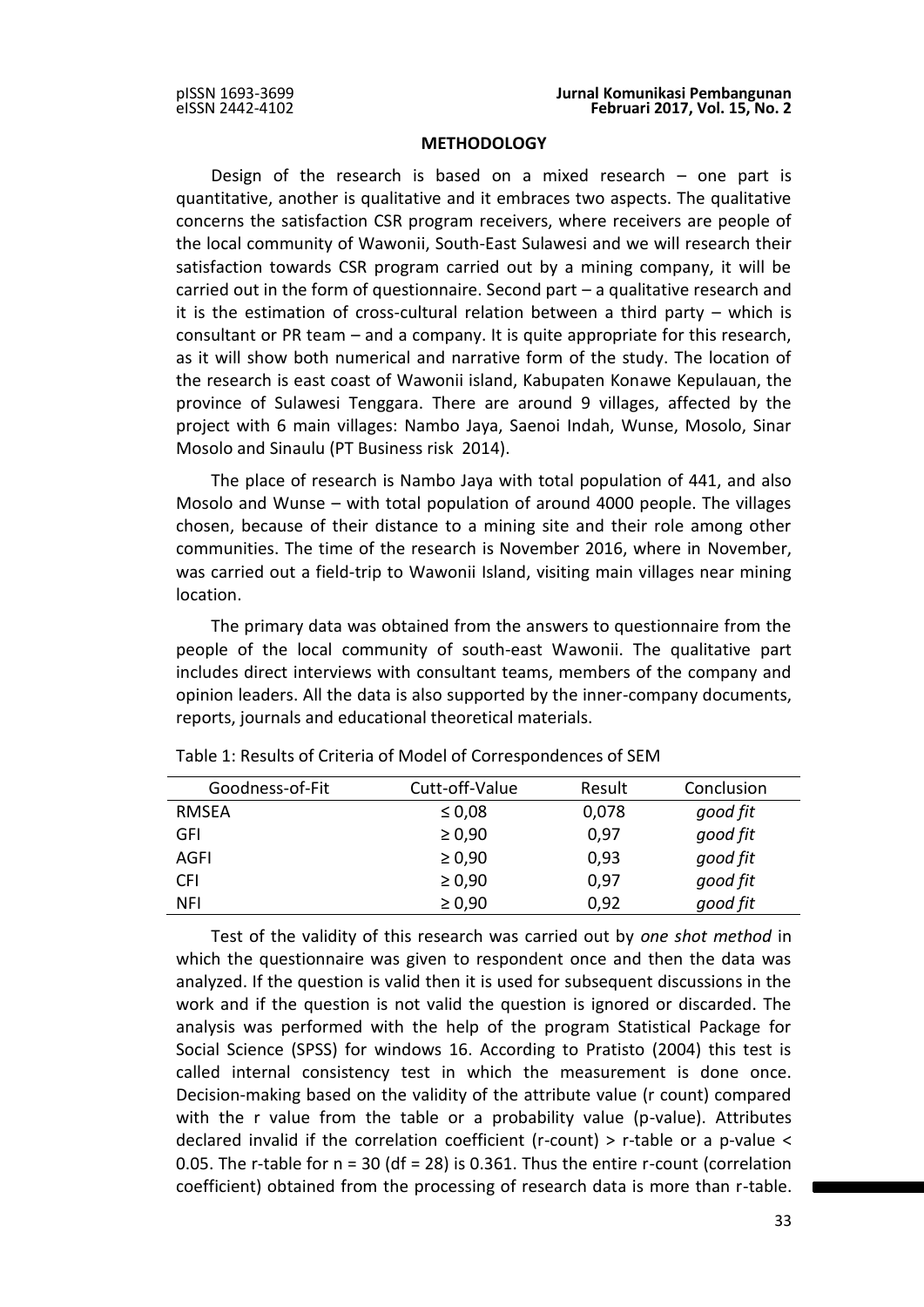## METHODOLOGY

Design of the research is based on a mixed research – one part is quantitative, another is qualitative and it embraces two aspects. The qualitative concerns the satisfaction CSR program receivers, where receivers are people of the local community of Wawonii, South-East Sulawesi and we will research their satisfaction towards CSR program carried out by a mining company, it will be carried out in the form of questionnaire. Second part – a qualitative research and it is the estimation of cross-cultural relation between a third party – which is consultant or PR team – and a company. It is quite appropriate for this research, as it will show both numerical and narrative form of the study. The location of the research is east coast of Wawonii island, Kabupaten Konawe Kepulauan, the province of Sulawesi Tenggara. There are around 9 villages, affected by the project with 6 main villages: Nambo Jaya, Saenoi Indah, Wunse, Mosolo, Sinar Mosolo and Sinaulu (PT Business risk 2014).

The place of research is Nambo Jaya with total population of 441, and also Mosolo and Wunse – with total population of around 4000 people. The villages chosen, because of their distance to a mining site and their role among other communities. The time of the research is November 2016, where in November, was carried out a field-trip to Wawonii Island, visiting main villages near mining location.

The primary data was obtained from the answers to questionnaire from the people of the local community of south-east Wawonii. The qualitative part includes direct interviews with consultant teams, members of the company and opinion leaders. All the data is also supported by the inner-company documents, reports, journals and educational theoretical materials.

Table 1: Results of Criteria of Model of Correspondences of SEM

| Goodness-of-Fit | Cutt-off-Value | Result | Conclusion |
|---|---|---|---|
| RMSEA | ≤ 0,08 | 0,078 | *good fit* |
| GFI | ≥ 0,90 | 0,97 | *good fit* |
| AGFI | ≥ 0,90 | 0,93 | *good fit* |
| CFI | ≥ 0,90 | 0,97 | *good fit* |
| NFI | ≥ 0,90 | 0,92 | *good fit* |

Test of the validity of this research was carried out by *one shot method* in which the questionnaire was given to respondent once and then the data was analyzed. If the question is valid then it is used for subsequent discussions in the work and if the question is not valid the question is ignored or discarded. The analysis was performed with the help of the program Statistical Package for Social Science (SPSS) for windows 16. According to Pratisto (2004) this test is called internal consistency test in which the measurement is done once. Decision-making based on the validity of the attribute value (r count) compared with the r value from the table or a probability value (p-value). Attributes declared invalid if the correlation coefficient (r-count) > r-table or a p-value < 0.05. The r-table for n = 30 (df = 28) is 0.361. Thus the entire r-count (correlation coefficient) obtained from the processing of research data is more than r-table.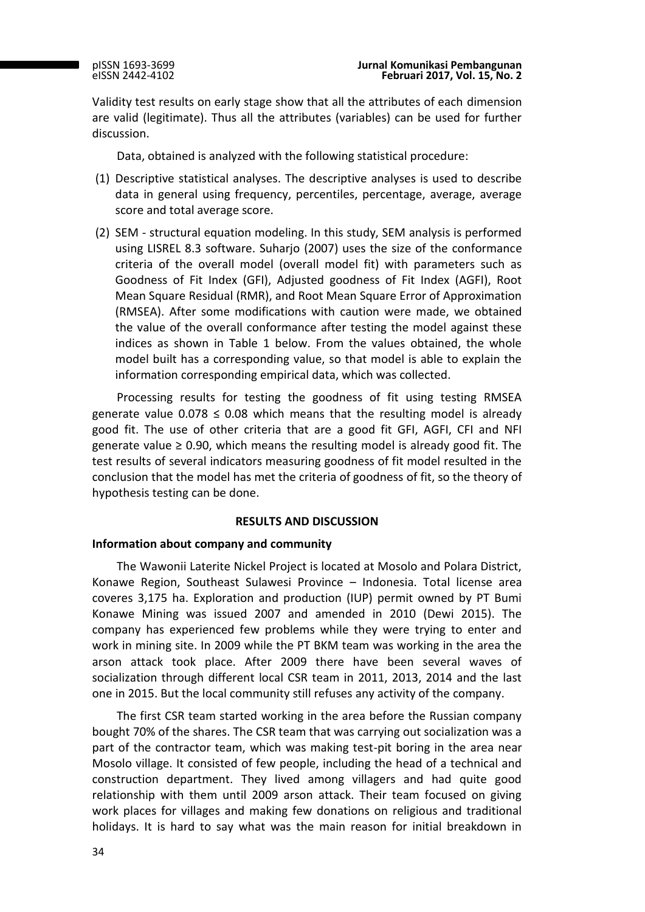Validity test results on early stage show that all the attributes of each dimension are valid (legitimate). Thus all the attributes (variables) can be used for further discussion.

Data, obtained is analyzed with the following statistical procedure:

(1) Descriptive statistical analyses. The descriptive analyses is used to describe data in general using frequency, percentiles, percentage, average, average score and total average score.

(2) SEM - structural equation modeling. In this study, SEM analysis is performed using LISREL 8.3 software. Suharjo (2007) uses the size of the conformance criteria of the overall model (overall model fit) with parameters such as Goodness of Fit Index (GFI), Adjusted goodness of Fit Index (AGFI), Root Mean Square Residual (RMR), and Root Mean Square Error of Approximation (RMSEA). After some modifications with caution were made, we obtained the value of the overall conformance after testing the model against these indices as shown in Table 1 below. From the values obtained, the whole model built has a corresponding value, so that model is able to explain the information corresponding empirical data, which was collected.

Processing results for testing the goodness of fit using testing RMSEA generate value $0.078 \leq 0.08$ which means that the resulting model is already good fit. The use of other criteria that are a good fit GFI, AGFI, CFI and NFI generate value $\geq 0.90$, which means the resulting model is already good fit. The test results of several indicators measuring goodness of fit model resulted in the conclusion that the model has met the criteria of goodness of fit, so the theory of hypothesis testing can be done.

## RESULTS AND DISCUSSION

### Information about company and community

The Wawonii Laterite Nickel Project is located at Mosolo and Polara District, Konawe Region, Southeast Sulawesi Province – Indonesia. Total license area coveres 3,175 ha. Exploration and production (IUP) permit owned by PT Bumi Konawe Mining was issued 2007 and amended in 2010 (Dewi 2015). The company has experienced few problems while they were trying to enter and work in mining site. In 2009 while the PT BKM team was working in the area the arson attack took place. After 2009 there have been several waves of socialization through different local CSR team in 2011, 2013, 2014 and the last one in 2015. But the local community still refuses any activity of the company.

The first CSR team started working in the area before the Russian company bought 70% of the shares. The CSR team that was carrying out socialization was a part of the contractor team, which was making test-pit boring in the area near Mosolo village. It consisted of few people, including the head of a technical and construction department. They lived among villagers and had quite good relationship with them until 2009 arson attack. Their team focused on giving work places for villages and making few donations on religious and traditional holidays. It is hard to say what was the main reason for initial breakdown in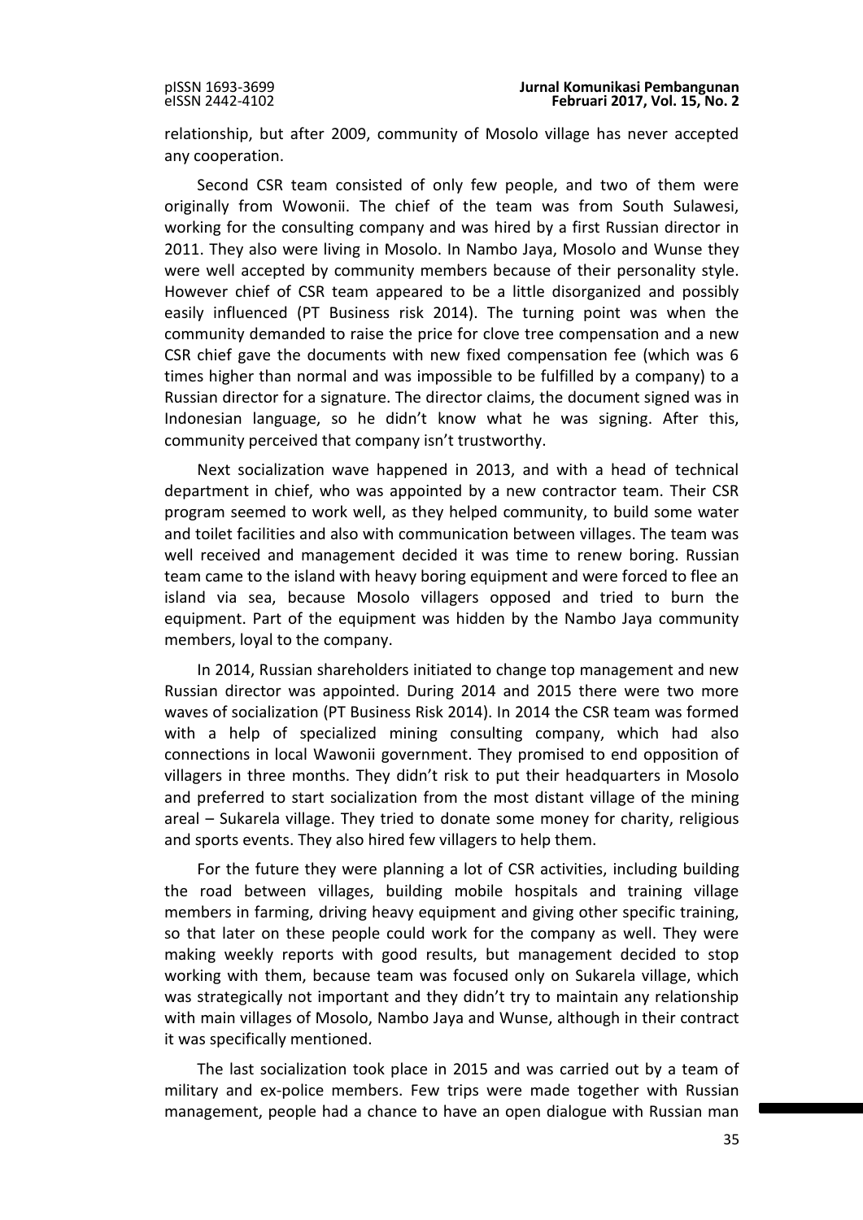relationship, but after 2009, community of Mosolo village has never accepted any cooperation.

Second CSR team consisted of only few people, and two of them were originally from Wowonii. The chief of the team was from South Sulawesi, working for the consulting company and was hired by a first Russian director in 2011. They also were living in Mosolo. In Nambo Jaya, Mosolo and Wunse they were well accepted by community members because of their personality style. However chief of CSR team appeared to be a little disorganized and possibly easily influenced (PT Business risk 2014). The turning point was when the community demanded to raise the price for clove tree compensation and a new CSR chief gave the documents with new fixed compensation fee (which was 6 times higher than normal and was impossible to be fulfilled by a company) to a Russian director for a signature. The director claims, the document signed was in Indonesian language, so he didn't know what he was signing. After this, community perceived that company isn't trustworthy.

Next socialization wave happened in 2013, and with a head of technical department in chief, who was appointed by a new contractor team. Their CSR program seemed to work well, as they helped community, to build some water and toilet facilities and also with communication between villages. The team was well received and management decided it was time to renew boring. Russian team came to the island with heavy boring equipment and were forced to flee an island via sea, because Mosolo villagers opposed and tried to burn the equipment. Part of the equipment was hidden by the Nambo Jaya community members, loyal to the company.

In 2014, Russian shareholders initiated to change top management and new Russian director was appointed. During 2014 and 2015 there were two more waves of socialization (PT Business Risk 2014). In 2014 the CSR team was formed with a help of specialized mining consulting company, which had also connections in local Wawonii government. They promised to end opposition of villagers in three months. They didn't risk to put their headquarters in Mosolo and preferred to start socialization from the most distant village of the mining areal – Sukarela village. They tried to donate some money for charity, religious and sports events. They also hired few villagers to help them.

For the future they were planning a lot of CSR activities, including building the road between villages, building mobile hospitals and training village members in farming, driving heavy equipment and giving other specific training, so that later on these people could work for the company as well. They were making weekly reports with good results, but management decided to stop working with them, because team was focused only on Sukarela village, which was strategically not important and they didn't try to maintain any relationship with main villages of Mosolo, Nambo Jaya and Wunse, although in their contract it was specifically mentioned.

The last socialization took place in 2015 and was carried out by a team of military and ex-police members. Few trips were made together with Russian management, people had a chance to have an open dialogue with Russian man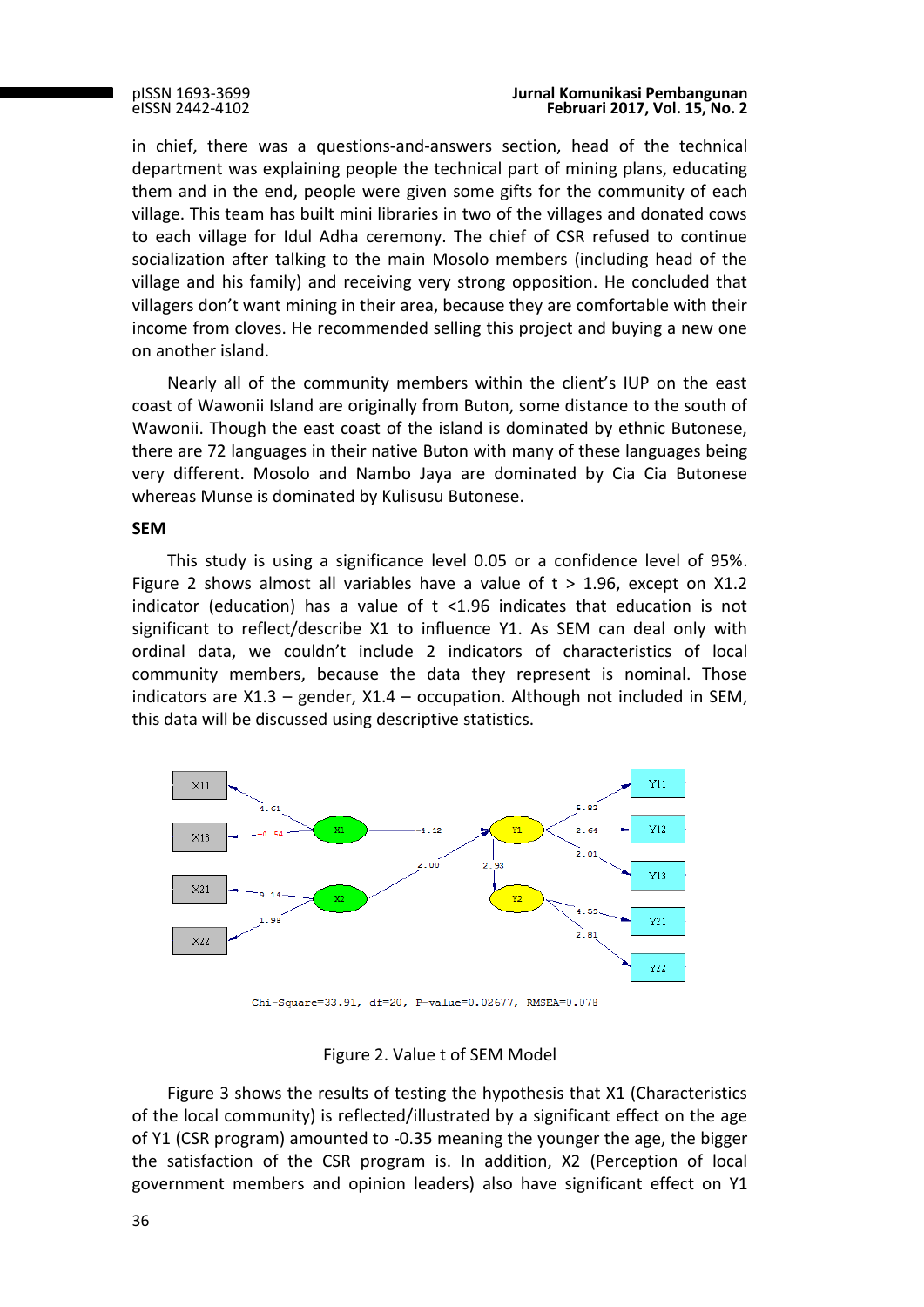in chief, there was a questions-and-answers section, head of the technical department was explaining people the technical part of mining plans, educating them and in the end, people were given some gifts for the community of each village. This team has built mini libraries in two of the villages and donated cows to each village for Idul Adha ceremony. The chief of CSR refused to continue socialization after talking to the main Mosolo members (including head of the village and his family) and receiving very strong opposition. He concluded that villagers don't want mining in their area, because they are comfortable with their income from cloves. He recommended selling this project and buying a new one on another island.

Nearly all of the community members within the client's IUP on the east coast of Wawonii Island are originally from Buton, some distance to the south of Wawonii. Though the east coast of the island is dominated by ethnic Butonese, there are 72 languages in their native Buton with many of these languages being very different. Mosolo and Nambo Jaya are dominated by Cia Cia Butonese whereas Munse is dominated by Kulisusu Butonese.

**SEM**

This study is using a significance level 0.05 or a confidence level of 95%. Figure 2 shows almost all variables have a value of t > 1.96, except on X1.2 indicator (education) has a value of t <1.96 indicates that education is not significant to reflect/describe X1 to influence Y1. As SEM can deal only with ordinal data, we couldn't include 2 indicators of characteristics of local community members, because the data they represent is nominal. Those indicators are X1.3 – gender, X1.4 – occupation. Although not included in SEM, this data will be discussed using descriptive statistics.

Chi-Square=33.91, df=20, P-value=0.02677, RMSEA=0.078

Figure 2. Value t of SEM Model

Figure 3 shows the results of testing the hypothesis that X1 (Characteristics of the local community) is reflected/illustrated by a significant effect on the age of Y1 (CSR program) amounted to -0.35 meaning the younger the age, the bigger the satisfaction of the CSR program is. In addition, X2 (Perception of local government members and opinion leaders) also have significant effect on Y1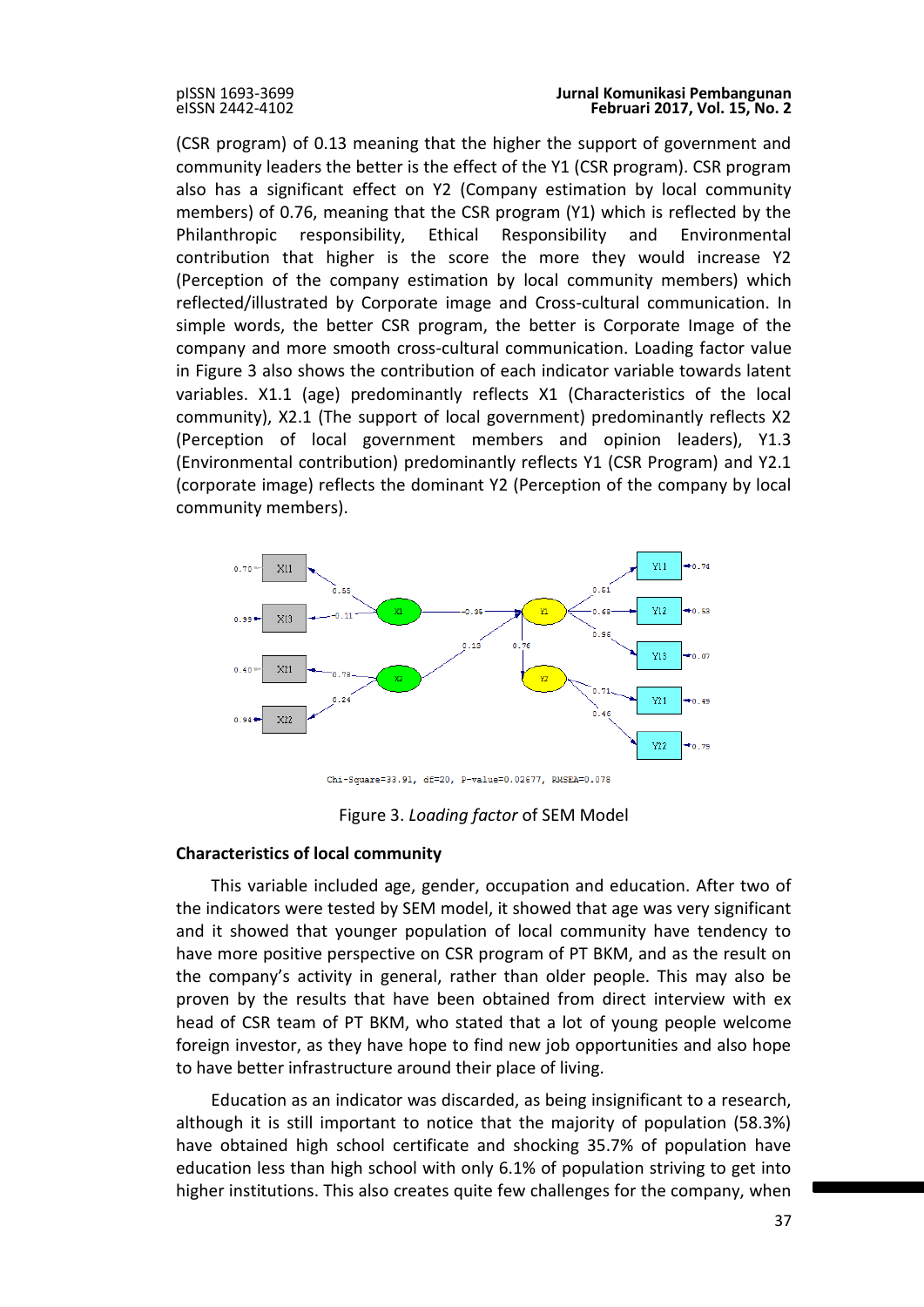(CSR program) of 0.13 meaning that the higher the support of government and community leaders the better is the effect of the Y1 (CSR program). CSR program also has a significant effect on Y2 (Company estimation by local community members) of 0.76, meaning that the CSR program (Y1) which is reflected by the Philanthropic responsibility, Ethical Responsibility and Environmental contribution that higher is the score the more they would increase Y2 (Perception of the company estimation by local community members) which reflected/illustrated by Corporate image and Cross-cultural communication. In simple words, the better CSR program, the better is Corporate Image of the company and more smooth cross-cultural communication. Loading factor value in Figure 3 also shows the contribution of each indicator variable towards latent variables. X1.1 (age) predominantly reflects X1 (Characteristics of the local community), X2.1 (The support of local government) predominantly reflects X2 (Perception of local government members and opinion leaders), Y1.3 (Environmental contribution) predominantly reflects Y1 (CSR Program) and Y2.1 (corporate image) reflects the dominant Y2 (Perception of the company by local community members).

Chi-Square=33.91, df=20, P-value=0.02677, RMSEA=0.078

Figure 3. *Loading factor* of SEM Model

**Characteristics of local community**

This variable included age, gender, occupation and education. After two of the indicators were tested by SEM model, it showed that age was very significant and it showed that younger population of local community have tendency to have more positive perspective on CSR program of PT BKM, and as the result on the company's activity in general, rather than older people. This may also be proven by the results that have been obtained from direct interview with ex head of CSR team of PT BKM, who stated that a lot of young people welcome foreign investor, as they have hope to find new job opportunities and also hope to have better infrastructure around their place of living.

Education as an indicator was discarded, as being insignificant to a research, although it is still important to notice that the majority of population (58.3%) have obtained high school certificate and shocking 35.7% of population have education less than high school with only 6.1% of population striving to get into higher institutions. This also creates quite few challenges for the company, when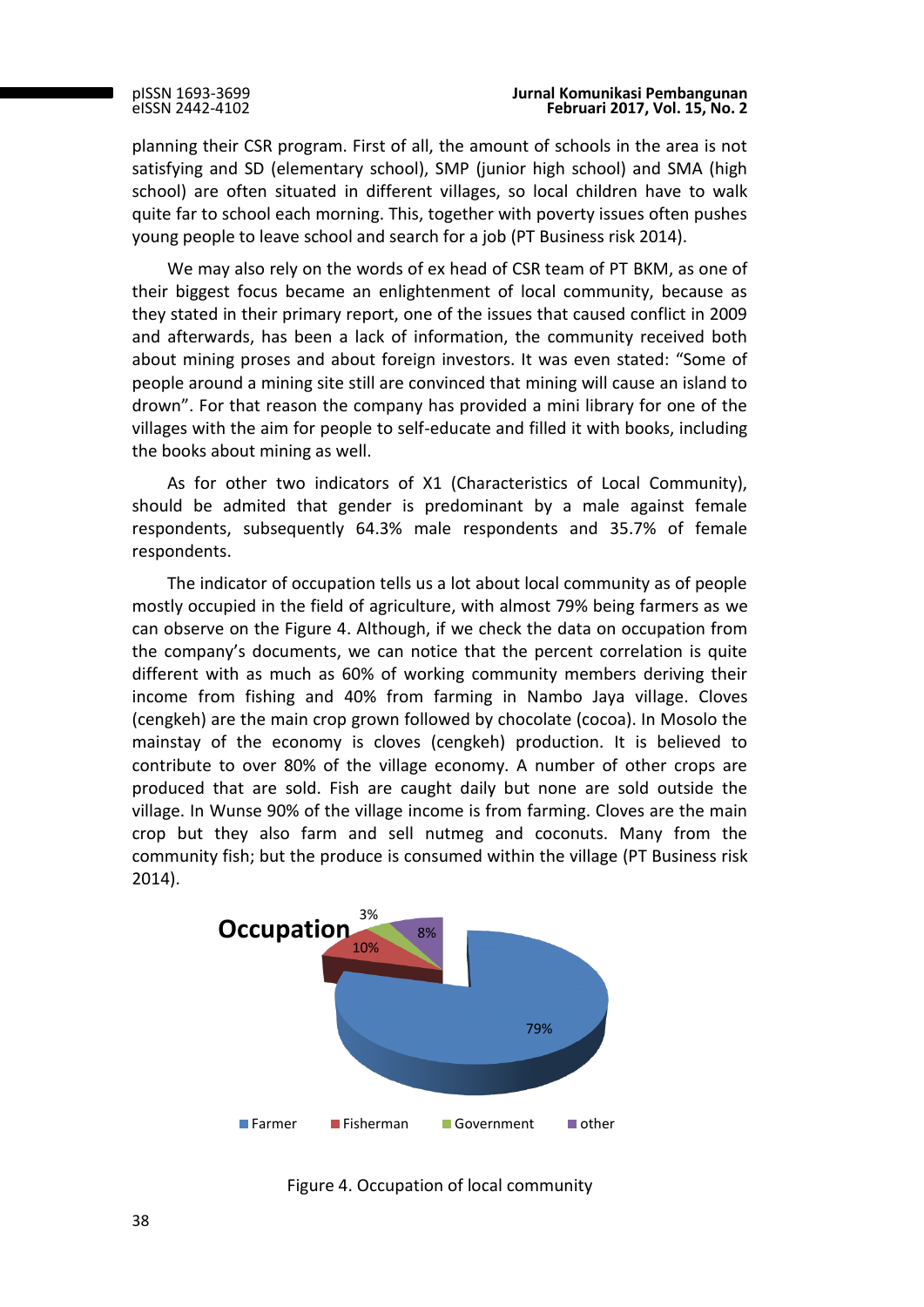planning their CSR program. First of all, the amount of schools in the area is not satisfying and SD (elementary school), SMP (junior high school) and SMA (high school) are often situated in different villages, so local children have to walk quite far to school each morning. This, together with poverty issues often pushes young people to leave school and search for a job (PT Business risk 2014).

We may also rely on the words of ex head of CSR team of PT BKM, as one of their biggest focus became an enlightenment of local community, because as they stated in their primary report, one of the issues that caused conflict in 2009 and afterwards, has been a lack of information, the community received both about mining proses and about foreign investors. It was even stated: "Some of people around a mining site still are convinced that mining will cause an island to drown". For that reason the company has provided a mini library for one of the villages with the aim for people to self-educate and filled it with books, including the books about mining as well.

As for other two indicators of X1 (Characteristics of Local Community), should be admited that gender is predominant by a male against female respondents, subsequently 64.3% male respondents and 35.7% of female respondents.

The indicator of occupation tells us a lot about local community as of people mostly occupied in the field of agriculture, with almost 79% being farmers as we can observe on the Figure 4. Although, if we check the data on occupation from the company's documents, we can notice that the percent correlation is quite different with as much as 60% of working community members deriving their income from fishing and 40% from farming in Nambo Jaya village. Cloves (cengkeh) are the main crop grown followed by chocolate (cocoa). In Mosolo the mainstay of the economy is cloves (cengkeh) production. It is believed to contribute to over 80% of the village economy. A number of other crops are produced that are sold. Fish are caught daily but none are sold outside the village. In Wunse 90% of the village income is from farming. Cloves are the main crop but they also farm and sell nutmeg and coconuts. Many from the community fish; but the produce is consumed within the village (PT Business risk 2014).

Figure 4. Occupation of local community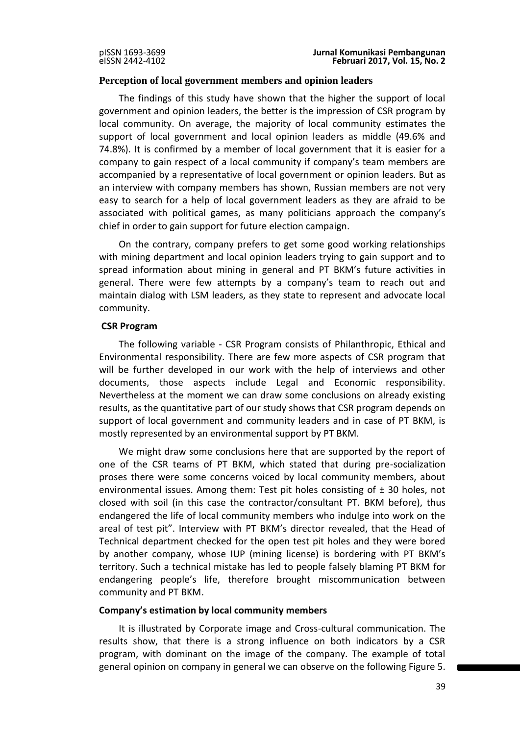### Perception of local government members and opinion leaders

The findings of this study have shown that the higher the support of local government and opinion leaders, the better is the impression of CSR program by local community. On average, the majority of local community estimates the support of local government and local opinion leaders as middle (49.6% and 74.8%). It is confirmed by a member of local government that it is easier for a company to gain respect of a local community if company's team members are accompanied by a representative of local government or opinion leaders. But as an interview with company members has shown, Russian members are not very easy to search for a help of local government leaders as they are afraid to be associated with political games, as many politicians approach the company's chief in order to gain support for future election campaign.

On the contrary, company prefers to get some good working relationships with mining department and local opinion leaders trying to gain support and to spread information about mining in general and PT BKM's future activities in general. There were few attempts by a company's team to reach out and maintain dialog with LSM leaders, as they state to represent and advocate local community.

### CSR Program

The following variable - CSR Program consists of Philanthropic, Ethical and Environmental responsibility. There are few more aspects of CSR program that will be further developed in our work with the help of interviews and other documents, those aspects include Legal and Economic responsibility. Nevertheless at the moment we can draw some conclusions on already existing results, as the quantitative part of our study shows that CSR program depends on support of local government and community leaders and in case of PT BKM, is mostly represented by an environmental support by PT BKM.

We might draw some conclusions here that are supported by the report of one of the CSR teams of PT BKM, which stated that during pre-socialization proses there were some concerns voiced by local community members, about environmental issues. Among them: Test pit holes consisting of ± 30 holes, not closed with soil (in this case the contractor/consultant PT. BKM before), thus endangered the life of local community members who indulge into work on the areal of test pit". Interview with PT BKM's director revealed, that the Head of Technical department checked for the open test pit holes and they were bored by another company, whose IUP (mining license) is bordering with PT BKM's territory. Such a technical mistake has led to people falsely blaming PT BKM for endangering people's life, therefore brought miscommunication between community and PT BKM.

### Company's estimation by local community members

It is illustrated by Corporate image and Cross-cultural communication. The results show, that there is a strong influence on both indicators by a CSR program, with dominant on the image of the company. The example of total general opinion on company in general we can observe on the following Figure 5.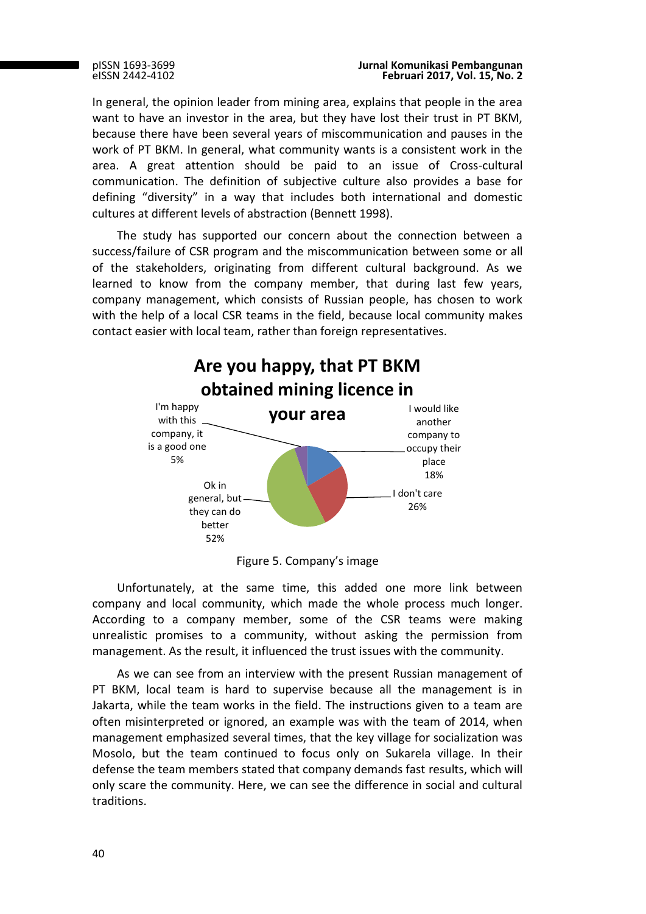In general, the opinion leader from mining area, explains that people in the area want to have an investor in the area, but they have lost their trust in PT BKM, because there have been several years of miscommunication and pauses in the work of PT BKM. In general, what community wants is a consistent work in the area. A great attention should be paid to an issue of Cross-cultural communication. The definition of subjective culture also provides a base for defining "diversity" in a way that includes both international and domestic cultures at different levels of abstraction (Bennett 1998).

The study has supported our concern about the connection between a success/failure of CSR program and the miscommunication between some or all of the stakeholders, originating from different cultural background. As we learned to know from the company member, that during last few years, company management, which consists of Russian people, has chosen to work with the help of a local CSR teams in the field, because local community makes contact easier with local team, rather than foreign representatives.

**Are you happy, that PT BKM obtained mining licence in your area**

| Response | Percentage |
|---|---|
| I would like another company to occupy their place | 18% |
| I don't care | 26% |
| Ok in general, but they can do better | 52% |
| I'm happy with this company, it is a good one | 5% |

Figure 5. Company's image

Unfortunately, at the same time, this added one more link between company and local community, which made the whole process much longer. According to a company member, some of the CSR teams were making unrealistic promises to a community, without asking the permission from management. As the result, it influenced the trust issues with the community.

As we can see from an interview with the present Russian management of PT BKM, local team is hard to supervise because all the management is in Jakarta, while the team works in the field. The instructions given to a team are often misinterpreted or ignored, an example was with the team of 2014, when management emphasized several times, that the key village for socialization was Mosolo, but the team continued to focus only on Sukarela village. In their defense the team members stated that company demands fast results, which will only scare the community. Here, we can see the difference in social and cultural traditions.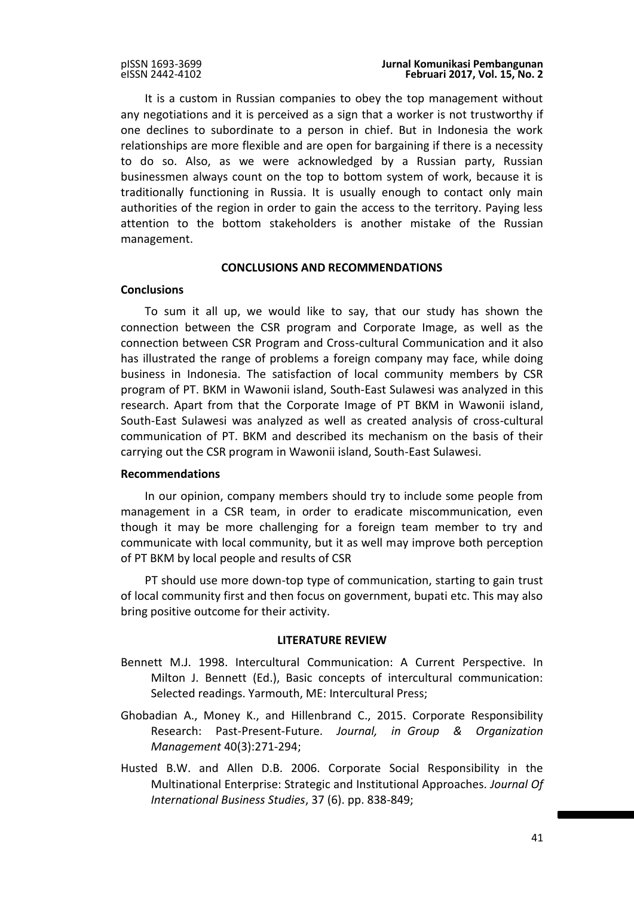It is a custom in Russian companies to obey the top management without any negotiations and it is perceived as a sign that a worker is not trustworthy if one declines to subordinate to a person in chief. But in Indonesia the work relationships are more flexible and are open for bargaining if there is a necessity to do so. Also, as we were acknowledged by a Russian party, Russian businessmen always count on the top to bottom system of work, because it is traditionally functioning in Russia. It is usually enough to contact only main authorities of the region in order to gain the access to the territory. Paying less attention to the bottom stakeholders is another mistake of the Russian management.

## CONCLUSIONS AND RECOMMENDATIONS

### Conclusions

To sum it all up, we would like to say, that our study has shown the connection between the CSR program and Corporate Image, as well as the connection between CSR Program and Cross-cultural Communication and it also has illustrated the range of problems a foreign company may face, while doing business in Indonesia. The satisfaction of local community members by CSR program of PT. BKM in Wawonii island, South-East Sulawesi was analyzed in this research. Apart from that the Corporate Image of PT BKM in Wawonii island, South-East Sulawesi was analyzed as well as created analysis of cross-cultural communication of PT. BKM and described its mechanism on the basis of their carrying out the CSR program in Wawonii island, South-East Sulawesi.

### Recommendations

In our opinion, company members should try to include some people from management in a CSR team, in order to eradicate miscommunication, even though it may be more challenging for a foreign team member to try and communicate with local community, but it as well may improve both perception of PT BKM by local people and results of CSR

PT should use more down-top type of communication, starting to gain trust of local community first and then focus on government, bupati etc. This may also bring positive outcome for their activity.

## LITERATURE REVIEW

Bennett M.J. 1998. Intercultural Communication: A Current Perspective. In Milton J. Bennett (Ed.), Basic concepts of intercultural communication: Selected readings. Yarmouth, ME: Intercultural Press;

Ghobadian A., Money K., and Hillenbrand C., 2015. Corporate Responsibility Research: Past-Present-Future. *Journal, in Group & Organization Management* 40(3):271-294;

Husted B.W. and Allen D.B. 2006. Corporate Social Responsibility in the Multinational Enterprise: Strategic and Institutional Approaches. *Journal Of International Business Studies*, 37 (6). pp. 838-849;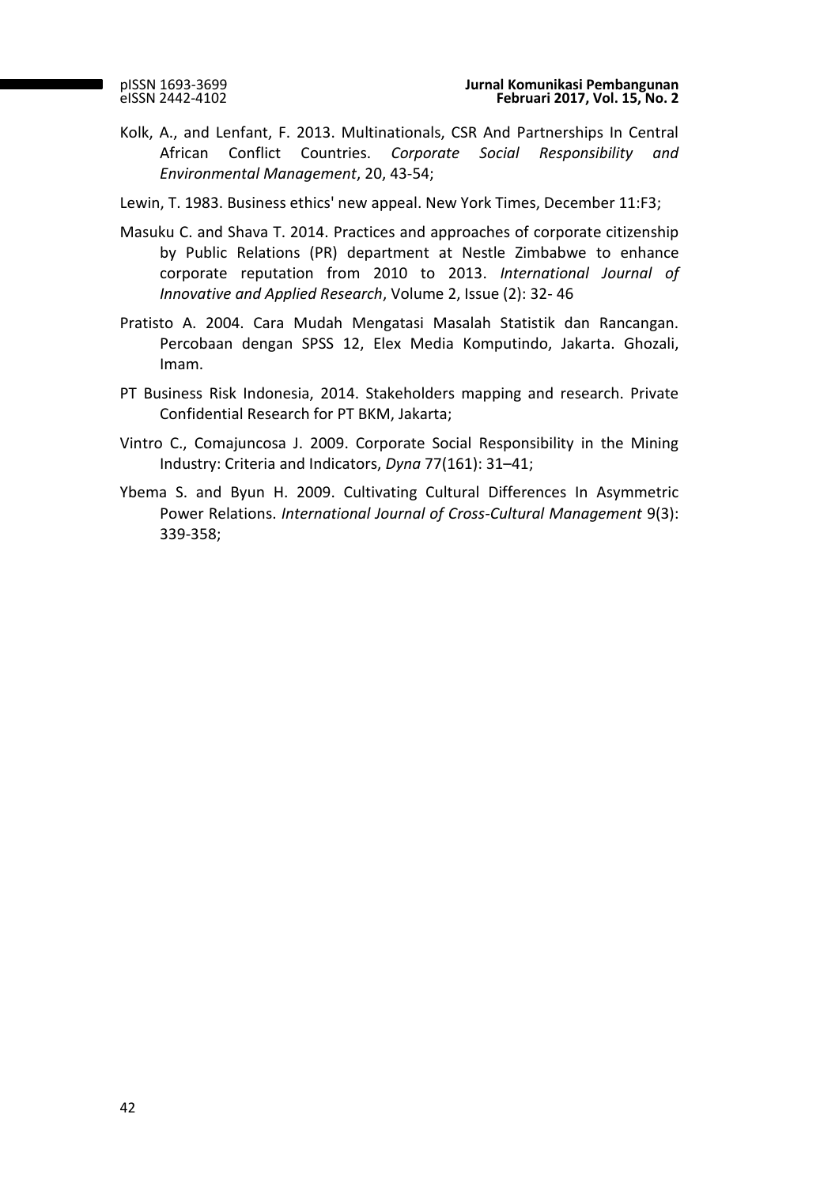Kolk, A., and Lenfant, F. 2013. Multinationals, CSR And Partnerships In Central African Conflict Countries. *Corporate Social Responsibility and Environmental Management*, 20, 43-54;

Lewin, T. 1983. Business ethics' new appeal. New York Times, December 11:F3;

Masuku C. and Shava T. 2014. Practices and approaches of corporate citizenship by Public Relations (PR) department at Nestle Zimbabwe to enhance corporate reputation from 2010 to 2013. *International Journal of Innovative and Applied Research*, Volume 2, Issue (2): 32- 46

Pratisto A. 2004. Cara Mudah Mengatasi Masalah Statistik dan Rancangan. Percobaan dengan SPSS 12, Elex Media Komputindo, Jakarta. Ghozali, Imam.

PT Business Risk Indonesia, 2014. Stakeholders mapping and research. Private Confidential Research for PT BKM, Jakarta;

Vintro C., Comajuncosa J. 2009. Corporate Social Responsibility in the Mining Industry: Criteria and Indicators, *Dyna* 77(161): 31–41;

Ybema S. and Byun H. 2009. Cultivating Cultural Differences In Asymmetric Power Relations. *International Journal of Cross-Cultural Management* 9(3): 339-358;